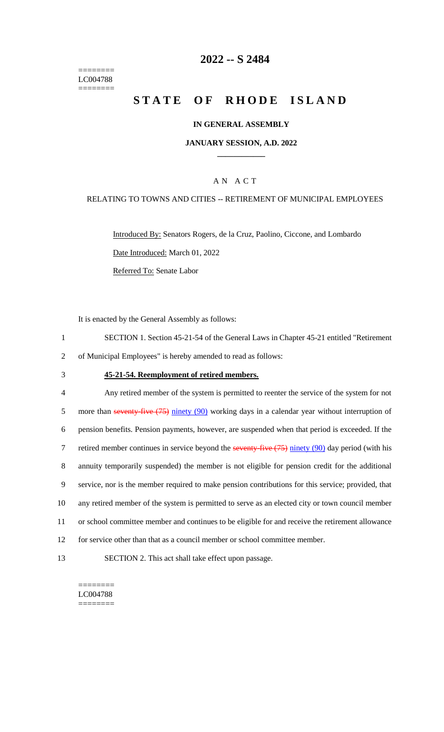========
LC004788
========

# 2022 -- S 2484

# STATE OF RHODE ISLAND

**IN GENERAL ASSEMBLY**

**JANUARY SESSION, A.D. 2022**

A N A C T

RELATING TO TOWNS AND CITIES -- RETIREMENT OF MUNICIPAL EMPLOYEES

Introduced By: Senators Rogers, de la Cruz, Paolino, Ciccone, and Lombardo

Date Introduced: March 01, 2022

Referred To: Senate Labor

It is enacted by the General Assembly as follows:

1 SECTION 1. Section 45-21-54 of the General Laws in Chapter 45-21 entitled "Retirement
2 of Municipal Employees" is hereby amended to read as follows:

3 **45-21-54. Reemployment of retired members.**

4 Any retired member of the system is permitted to reenter the service of the system for not
5 more than ~~seventy-five (75)~~ ninety (90) working days in a calendar year without interruption of
6 pension benefits. Pension payments, however, are suspended when that period is exceeded. If the
7 retired member continues in service beyond the ~~seventy-five (75)~~ ninety (90) day period (with his
8 annuity temporarily suspended) the member is not eligible for pension credit for the additional
9 service, nor is the member required to make pension contributions for this service; provided, that
10 any retired member of the system is permitted to serve as an elected city or town council member
11 or school committee member and continues to be eligible for and receive the retirement allowance
12 for service other than that as a council member or school committee member.

13 SECTION 2. This act shall take effect upon passage.

========
LC004788
========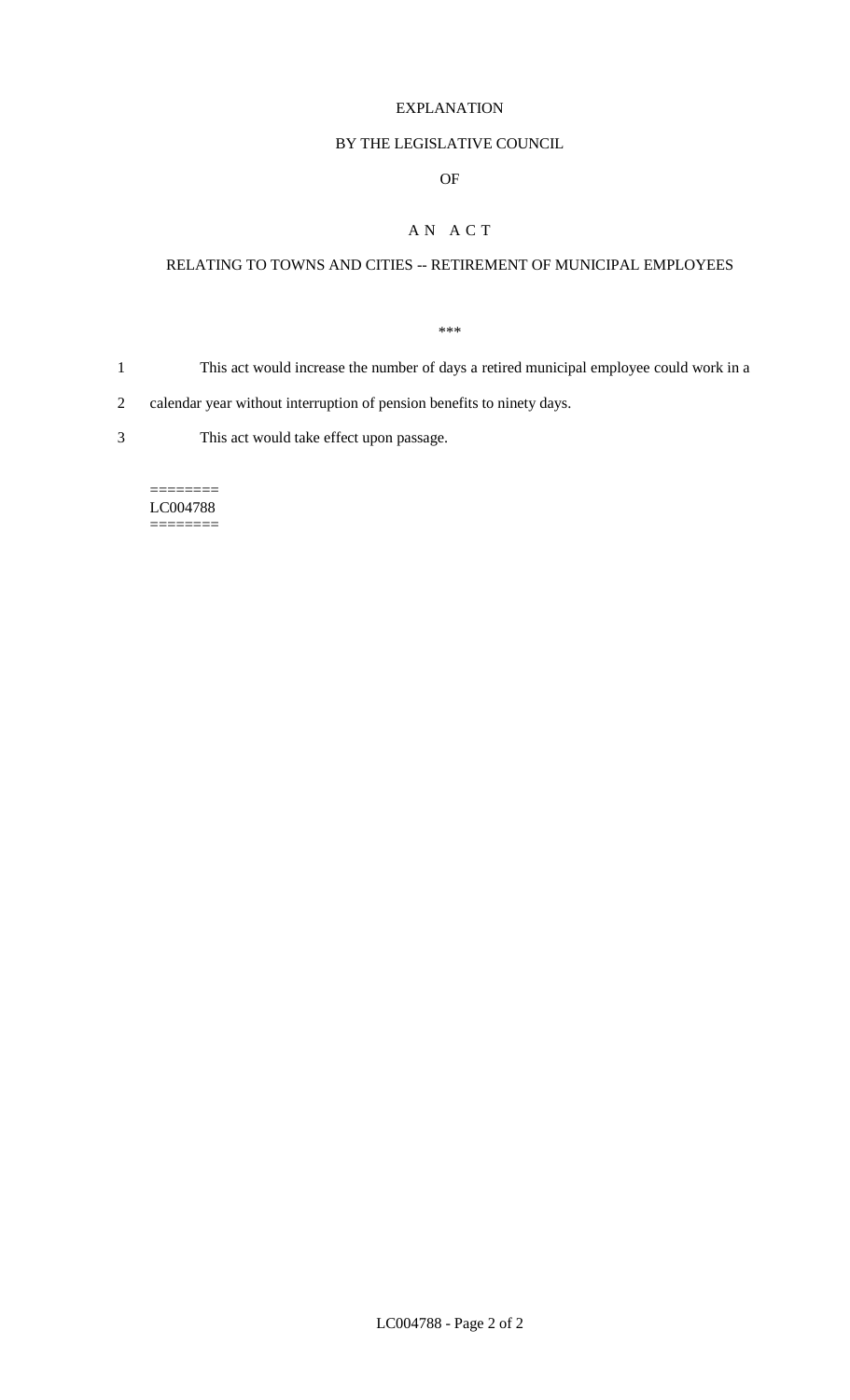EXPLANATION

BY THE LEGISLATIVE COUNCIL

OF

A N  A C T

RELATING TO TOWNS AND CITIES -- RETIREMENT OF MUNICIPAL EMPLOYEES

\*\*\*

This act would increase the number of days a retired municipal employee could work in a calendar year without interruption of pension benefits to ninety days.

This act would take effect upon passage.

========
LC004788
========